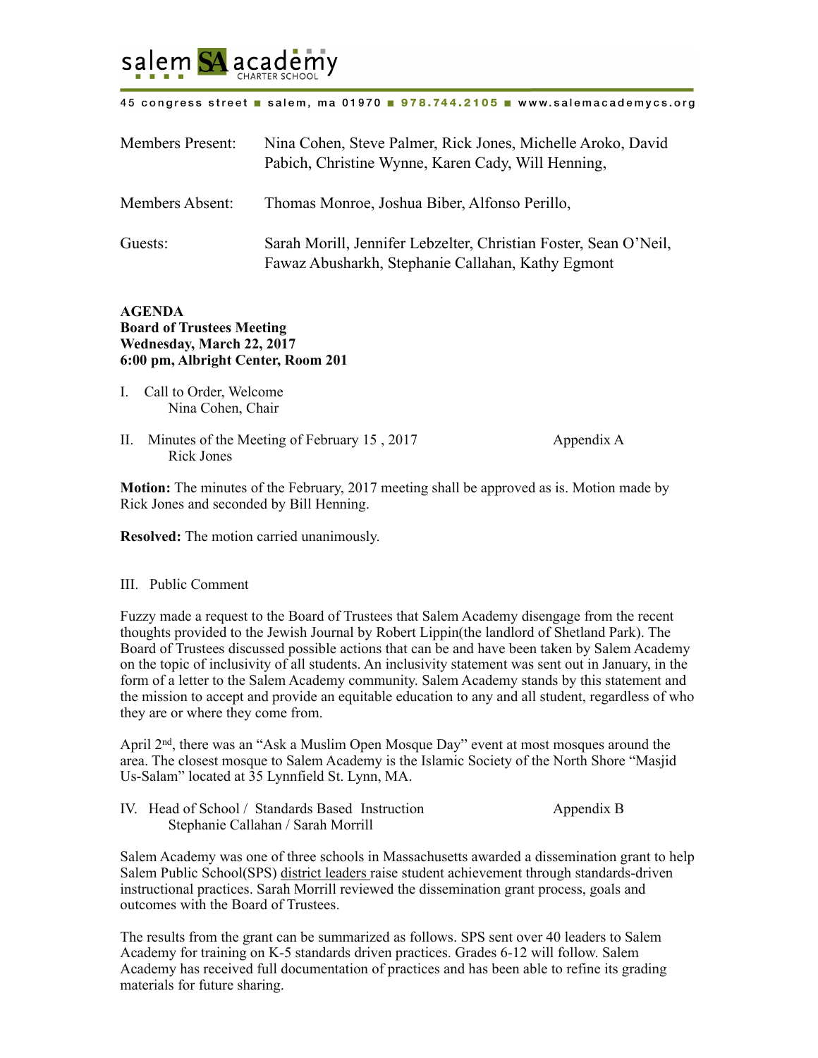salem **SA** academy
CHARTER SCHOOL

45 congress street ■ salem, ma 01970 ■ 978.744.2105 ■ www.salemacademycs.org

Members Present: Nina Cohen, Steve Palmer, Rick Jones, Michelle Aroko, David Pabich, Christine Wynne, Karen Cady, Will Henning,

Members Absent: Thomas Monroe, Joshua Biber, Alfonso Perillo,

Guests: Sarah Morill, Jennifer Lebzelter, Christian Foster, Sean O'Neil, Fawaz Abusharkh, Stephanie Callahan, Kathy Egmont

**AGENDA**
**Board of Trustees Meeting**
**Wednesday, March 22, 2017**
**6:00 pm, Albright Center, Room 201**

I. Call to Order, Welcome
   Nina Cohen, Chair

II. Minutes of the Meeting of February 15 , 2017 — Appendix A
   Rick Jones

**Motion:** The minutes of the February, 2017 meeting shall be approved as is. Motion made by Rick Jones and seconded by Bill Henning.

**Resolved:** The motion carried unanimously.

III. Public Comment

Fuzzy made a request to the Board of Trustees that Salem Academy disengage from the recent thoughts provided to the Jewish Journal by Robert Lippin(the landlord of Shetland Park). The Board of Trustees discussed possible actions that can be and have been taken by Salem Academy on the topic of inclusivity of all students. An inclusivity statement was sent out in January, in the form of a letter to the Salem Academy community. Salem Academy stands by this statement and the mission to accept and provide an equitable education to any and all student, regardless of who they are or where they come from.

April 2nd, there was an "Ask a Muslim Open Mosque Day" event at most mosques around the area. The closest mosque to Salem Academy is the Islamic Society of the North Shore "Masjid Us-Salam" located at 35 Lynnfield St. Lynn, MA.

IV. Head of School / Standards Based Instruction — Appendix B
   Stephanie Callahan / Sarah Morrill

Salem Academy was one of three schools in Massachusetts awarded a dissemination grant to help Salem Public School(SPS) district leaders raise student achievement through standards-driven instructional practices. Sarah Morrill reviewed the dissemination grant process, goals and outcomes with the Board of Trustees.

The results from the grant can be summarized as follows. SPS sent over 40 leaders to Salem Academy for training on K-5 standards driven practices. Grades 6-12 will follow. Salem Academy has received full documentation of practices and has been able to refine its grading materials for future sharing.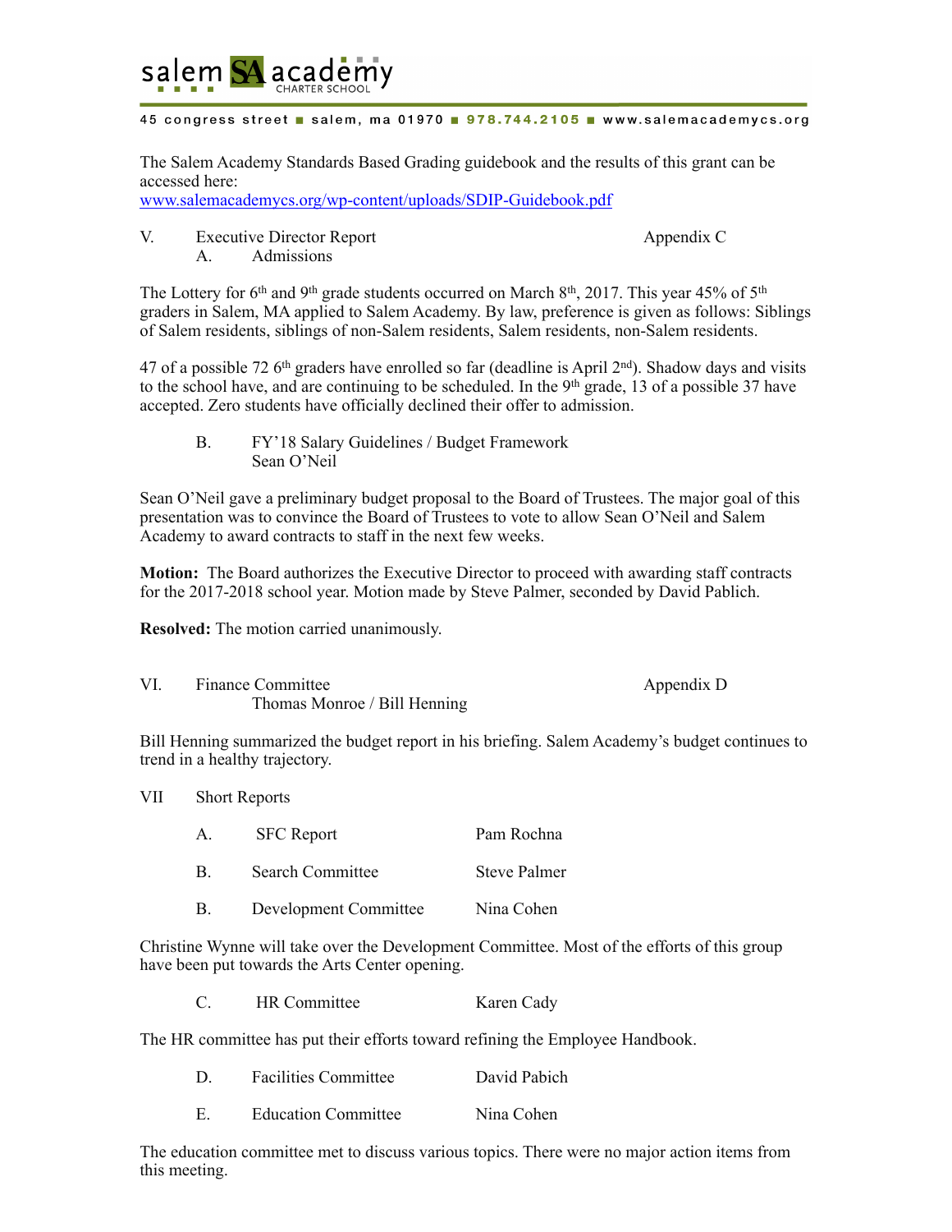The Salem Academy Standards Based Grading guidebook and the results of this grant can be accessed here:
www.salemacademycs.org/wp-content/uploads/SDIP-Guidebook.pdf

V. Executive Director Report — Appendix C

A. Admissions

The Lottery for 6th and 9th grade students occurred on March 8th, 2017. This year 45% of 5th graders in Salem, MA applied to Salem Academy. By law, preference is given as follows: Siblings of Salem residents, siblings of non-Salem residents, Salem residents, non-Salem residents.

47 of a possible 72 6th graders have enrolled so far (deadline is April 2nd). Shadow days and visits to the school have, and are continuing to be scheduled. In the 9th grade, 13 of a possible 37 have accepted. Zero students have officially declined their offer to admission.

B. FY'18 Salary Guidelines / Budget Framework
Sean O'Neil

Sean O'Neil gave a preliminary budget proposal to the Board of Trustees. The major goal of this presentation was to convince the Board of Trustees to vote to allow Sean O'Neil and Salem Academy to award contracts to staff in the next few weeks.

**Motion:** The Board authorizes the Executive Director to proceed with awarding staff contracts for the 2017-2018 school year. Motion made by Steve Palmer, seconded by David Pablich.

**Resolved:** The motion carried unanimously.

VI. Finance Committee — Appendix D
Thomas Monroe / Bill Henning

Bill Henning summarized the budget report in his briefing. Salem Academy's budget continues to trend in a healthy trajectory.

VII Short Reports

A. SFC Report — Pam Rochna

B. Search Committee — Steve Palmer

B. Development Committee — Nina Cohen

Christine Wynne will take over the Development Committee. Most of the efforts of this group have been put towards the Arts Center opening.

C. HR Committee — Karen Cady

The HR committee has put their efforts toward refining the Employee Handbook.

D. Facilities Committee — David Pabich

E. Education Committee — Nina Cohen

The education committee met to discuss various topics. There were no major action items from this meeting.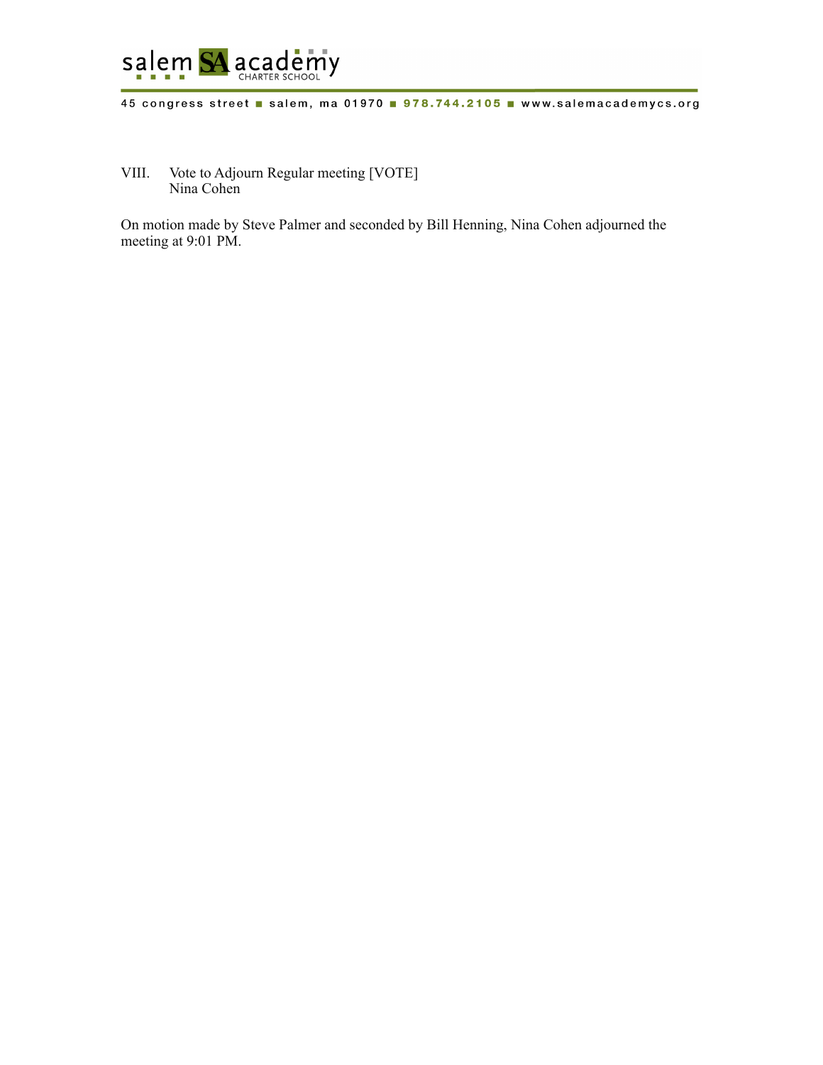VIII. Vote to Adjourn Regular meeting [VOTE]
Nina Cohen

On motion made by Steve Palmer and seconded by Bill Henning, Nina Cohen adjourned the meeting at 9:01 PM.